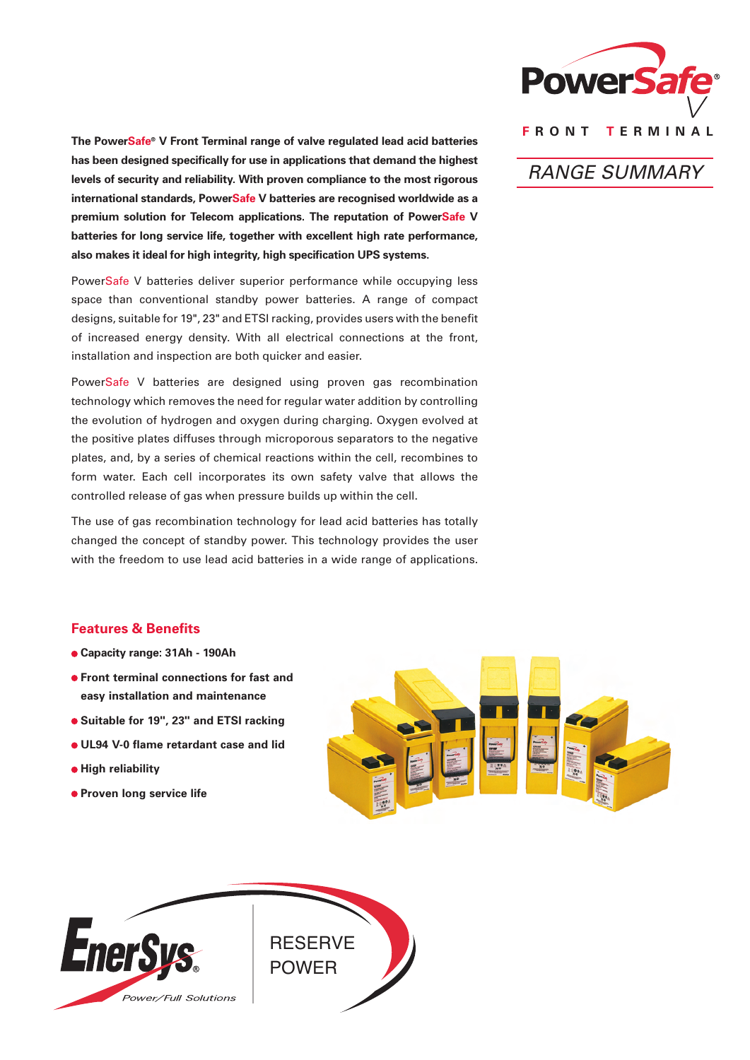# PowerSafe® V

FRONT TERMINAL

## RANGE SUMMARY

**The PowerSafe® V Front Terminal range of valve regulated lead acid batteries has been designed specifically for use in applications that demand the highest levels of security and reliability. With proven compliance to the most rigorous international standards, PowerSafe V batteries are recognised worldwide as a premium solution for Telecom applications. The reputation of PowerSafe V batteries for long service life, together with excellent high rate performance, also makes it ideal for high integrity, high specification UPS systems.**

PowerSafe V batteries deliver superior performance while occupying less space than conventional standby power batteries. A range of compact designs, suitable for 19", 23" and ETSI racking, provides users with the benefit of increased energy density. With all electrical connections at the front, installation and inspection are both quicker and easier.

PowerSafe V batteries are designed using proven gas recombination technology which removes the need for regular water addition by controlling the evolution of hydrogen and oxygen during charging. Oxygen evolved at the positive plates diffuses through microporous separators to the negative plates, and, by a series of chemical reactions within the cell, recombines to form water. Each cell incorporates its own safety valve that allows the controlled release of gas when pressure builds up within the cell.

The use of gas recombination technology for lead acid batteries has totally changed the concept of standby power. This technology provides the user with the freedom to use lead acid batteries in a wide range of applications.

## Features & Benefits

- **Capacity range: 31Ah - 190Ah**
- **Front terminal connections for fast and easy installation and maintenance**
- **Suitable for 19", 23" and ETSI racking**
- **UL94 V-0 flame retardant case and lid**
- **High reliability**
- **Proven long service life**

EnerSys® Power/Full Solutions

RESERVE POWER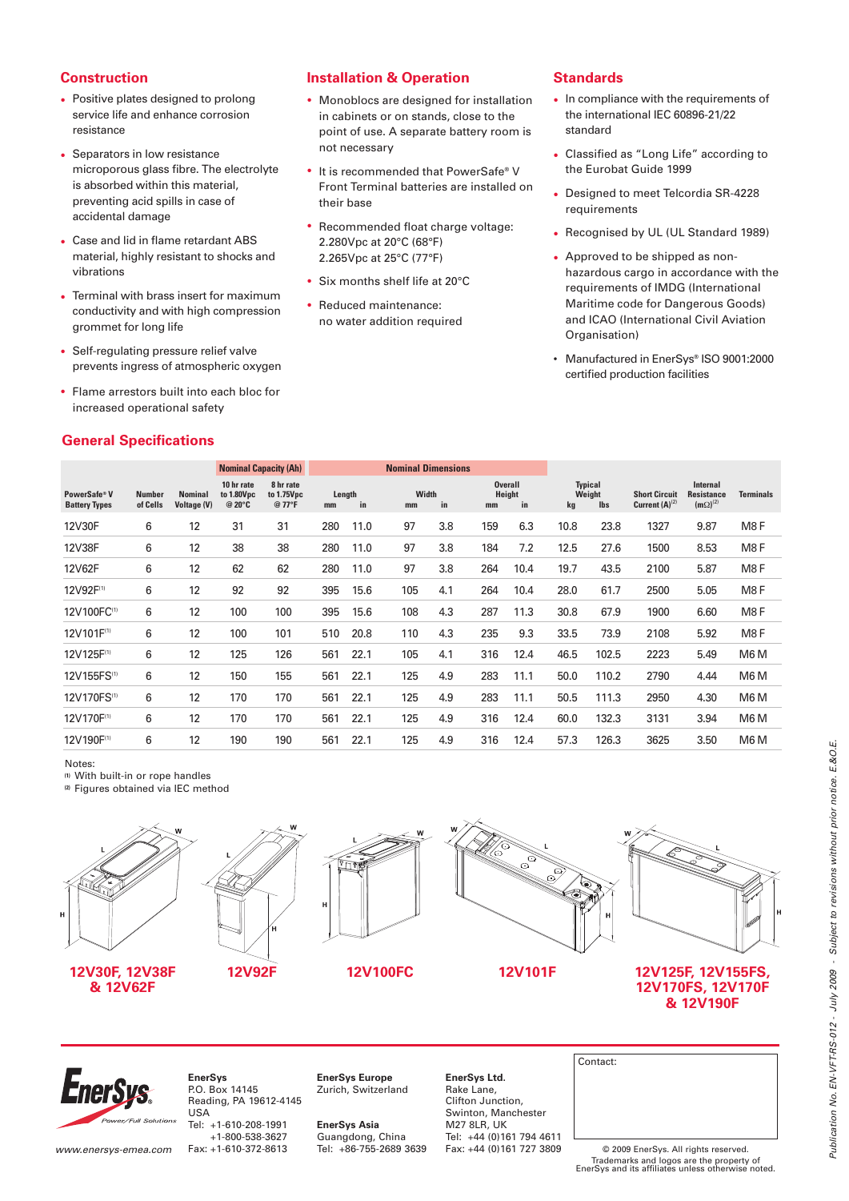## Construction

- Positive plates designed to prolong service life and enhance corrosion resistance
- Separators in low resistance microporous glass fibre. The electrolyte is absorbed within this material, preventing acid spills in case of accidental damage
- Case and lid in flame retardant ABS material, highly resistant to shocks and vibrations
- Terminal with brass insert for maximum conductivity and with high compression grommet for long life
- Self-regulating pressure relief valve prevents ingress of atmospheric oxygen
- Flame arrestors built into each bloc for increased operational safety

## Installation & Operation

- Monoblocs are designed for installation in cabinets or on stands, close to the point of use. A separate battery room is not necessary
- It is recommended that PowerSafe® V Front Terminal batteries are installed on their base
- Recommended float charge voltage: 2.280Vpc at 20°C (68°F) 2.265Vpc at 25°C (77°F)
- Six months shelf life at 20°C
- Reduced maintenance: no water addition required

## Standards

- In compliance with the requirements of the international IEC 60896-21/22 standard
- Classified as "Long Life" according to the Eurobat Guide 1999
- Designed to meet Telcordia SR-4228 requirements
- Recognised by UL (UL Standard 1989)
- Approved to be shipped as non-hazardous cargo in accordance with the requirements of IMDG (International Maritime code for Dangerous Goods) and ICAO (International Civil Aviation Organisation)
- Manufactured in EnerSys® ISO 9001:2000 certified production facilities

## General Specifications

| PowerSafe® V Battery Types | Number of Cells | Nominal Voltage (V) | Nominal Capacity (Ah) 10 hr rate to 1.80Vpc @ 20°C | Nominal Capacity (Ah) 8 hr rate to 1.75Vpc @ 77°F | Length mm | Length in | Width mm | Width in | Overall Height mm | Overall Height in | Typical Weight kg | Typical Weight lbs | Short Circuit Current (A)[2] | Internal Resistance (mΩ)[2] | Terminals |
|---|---|---|---|---|---|---|---|---|---|---|---|---|---|---|---|
| 12V30F | 6 | 12 | 31 | 31 | 280 | 11.0 | 97 | 3.8 | 159 | 6.3 | 10.8 | 23.8 | 1327 | 9.87 | M8 F |
| 12V38F | 6 | 12 | 38 | 38 | 280 | 11.0 | 97 | 3.8 | 184 | 7.2 | 12.5 | 27.6 | 1500 | 8.53 | M8 F |
| 12V62F | 6 | 12 | 62 | 62 | 280 | 11.0 | 97 | 3.8 | 264 | 10.4 | 19.7 | 43.5 | 2100 | 5.87 | M8 F |
| 12V92F[1] | 6 | 12 | 92 | 92 | 395 | 15.6 | 105 | 4.1 | 264 | 10.4 | 28.0 | 61.7 | 2500 | 5.05 | M8 F |
| 12V100FC[1] | 6 | 12 | 100 | 100 | 395 | 15.6 | 108 | 4.3 | 287 | 11.3 | 30.8 | 67.9 | 1900 | 6.60 | M8 F |
| 12V101F[1] | 6 | 12 | 100 | 101 | 510 | 20.8 | 110 | 4.3 | 235 | 9.3 | 33.5 | 73.9 | 2108 | 5.92 | M8 F |
| 12V125F[1] | 6 | 12 | 125 | 126 | 561 | 22.1 | 105 | 4.1 | 316 | 12.4 | 46.5 | 102.5 | 2223 | 5.49 | M6 M |
| 12V155FS[1] | 6 | 12 | 150 | 155 | 561 | 22.1 | 125 | 4.9 | 283 | 11.1 | 50.0 | 110.2 | 2790 | 4.44 | M6 M |
| 12V170FS[1] | 6 | 12 | 170 | 170 | 561 | 22.1 | 125 | 4.9 | 283 | 11.1 | 50.5 | 111.3 | 2950 | 4.30 | M6 M |
| 12V170F[1] | 6 | 12 | 170 | 170 | 561 | 22.1 | 125 | 4.9 | 316 | 12.4 | 60.0 | 132.3 | 3131 | 3.94 | M6 M |
| 12V190F[1] | 6 | 12 | 190 | 190 | 561 | 22.1 | 125 | 4.9 | 316 | 12.4 | 57.3 | 126.3 | 3625 | 3.50 | M6 M |

Notes:
[1] With built-in or rope handles
[2] Figures obtained via IEC method

12V30F, 12V38F & 12V62F

12V92F

12V100FC

12V101F

12V125F, 12V155FS, 12V170FS, 12V170F & 12V190F

*www.enersys-emea.com*

**EnerSys**
P.O. Box 14145
Reading, PA 19612-4145
USA
Tel: +1-610-208-1991
+1-800-538-3627
Fax: +1-610-372-8613

**EnerSys Europe**
Zurich, Switzerland

**EnerSys Asia**
Guangdong, China
Tel: +86-755-2689 3639

**EnerSys Ltd.**
Rake Lane,
Clifton Junction,
Swinton, Manchester
M27 8LR, UK
Tel: +44 (0)161 794 4611
Fax: +44 (0)161 727 3809

Contact:

© 2009 EnerSys. All rights reserved.
Trademarks and logos are the property of EnerSys and its affiliates unless otherwise noted.

*Publication No. EN-VFT-RS-012 - July 2009 - Subject to revisions without prior notice. E.&O.E.*